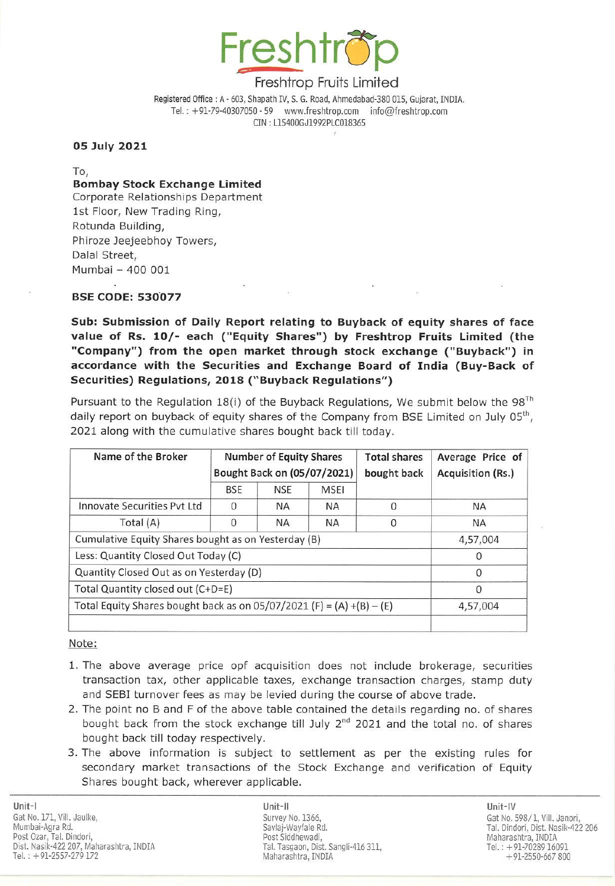# Freshtrop

Freshtrop Fruits Limited

Registered Office : A - 603, Shapath IV, S. G. Road, Ahmedabad-380 015, Gujarat, INDIA.
Tel. : +91-79-40307050 - 59 www.freshtrop.com info@freshtrop.com
CIN : L15400GJ1992PLC018365

**05 July 2021**

To,
**Bombay Stock Exchange Limited**
Corporate Relationships Department
1st Floor, New Trading Ring,
Rotunda Building,
Phiroze Jeejeebhoy Towers,
Dalal Street,
Mumbai – 400 001

**BSE CODE: 530077**

**Sub: Submission of Daily Report relating to Buyback of equity shares of face value of Rs. 10/- each ("Equity Shares") by Freshtrop Fruits Limited (the "Company") from the open market through stock exchange ("Buyback") in accordance with the Securities and Exchange Board of India (Buy-Back of Securities) Regulations, 2018 ("Buyback Regulations")**

Pursuant to the Regulation 18(i) of the Buyback Regulations, We submit below the 98[Th] daily report on buyback of equity shares of the Company from BSE Limited on July 05[th], 2021 along with the cumulative shares bought back till today.

| Name of the Broker | Number of Equity Shares Bought Back on (05/07/2021) | | | Total shares bought back | Average Price of Acquisition (Rs.) |
|---|---|---|---|---|---|
| | BSE | NSE | MSEI | | |
| Innovate Securities Pvt Ltd | 0 | NA | NA | 0 | NA |
| Total (A) | 0 | NA | NA | 0 | NA |
| Cumulative Equity Shares bought as on Yesterday (B) | | | | | 4,57,004 |
| Less: Quantity Closed Out Today (C) | | | | | 0 |
| Quantity Closed Out as on Yesterday (D) | | | | | 0 |
| Total Quantity closed out (C+D=E) | | | | | 0 |
| Total Equity Shares bought back as on 05/07/2021 (F) = (A) +(B) – (E) | | | | | 4,57,004 |
| | | | | | |

Note:

1. The above average price opf acquisition does not include brokerage, securities transaction tax, other applicable taxes, exchange transaction charges, stamp duty and SEBI turnover fees as may be levied during the course of above trade.
2. The point no B and F of the above table contained the details regarding no. of shares bought back from the stock exchange till July 2[nd] 2021 and the total no. of shares bought back till today respectively.
3. The above information is subject to settlement as per the existing rules for secondary market transactions of the Stock Exchange and verification of Equity Shares bought back, wherever applicable.

Unit-I
Gat No. 171, Vill. Jaulke,
Mumbai-Agra Rd.
Post Ozar, Tal. Dindori,
Dist. Nasik-422 207, Maharashtra, INDIA
Tel. : +91-2557-279 172

Unit-II
Survey No. 1366,
Savlaj-Wayfale Rd.
Post Siddhewadi,
Tal. Tasgaon, Dist. Sangli-416 311,
Maharashtra, INDIA

Unit-IV
Gat No. 598/1, Vill. Janori,
Tal. Dindori, Dist. Nasik-422 206
Maharashtra, INDIA
Tel. : +91-70289 16091
+91-2550-667 800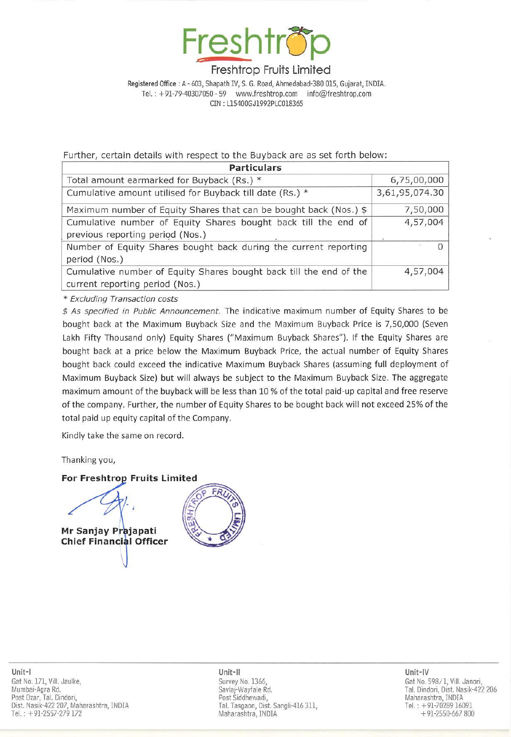# Freshtrop

## Freshtrop Fruits Limited

Registered Office : A - 603, Shapath IV, S. G. Road, Ahmedabad-380 015, Gujarat, INDIA.
Tel. : +91-79-40307050 - 59 www.freshtrop.com info@freshtrop.com
CIN : L15400GJ1992PLC018365

Further, certain details with respect to the Buyback are as set forth below:

| Particulars | |
|---|---|
| Total amount earmarked for Buyback (Rs.) * | 6,75,00,000 |
| Cumulative amount utilised for Buyback till date (Rs.) * | 3,61,95,074.30 |
| Maximum number of Equity Shares that can be bought back (Nos.) $ | 7,50,000 |
| Cumulative number of Equity Shares bought back till the end of previous reporting period (Nos.) | 4,57,004 |
| Number of Equity Shares bought back during the current reporting period (Nos.) | 0 |
| Cumulative number of Equity Shares bought back till the end of the current reporting period (Nos.) | 4,57,004 |

*\* Excluding Transaction costs*

*$ As specified in Public Announcement.* The indicative maximum number of Equity Shares to be bought back at the Maximum Buyback Size and the Maximum Buyback Price is 7,50,000 (Seven Lakh Fifty Thousand only) Equity Shares ("Maximum Buyback Shares"). If the Equity Shares are bought back at a price below the Maximum Buyback Price, the actual number of Equity Shares bought back could exceed the indicative Maximum Buyback Shares (assuming full deployment of Maximum Buyback Size) but will always be subject to the Maximum Buyback Size. The aggregate maximum amount of the buyback will be less than 10 % of the total paid-up capital and free reserve of the company. Further, the number of Equity Shares to be bought back will not exceed 25% of the total paid up equity capital of the Company.

Kindly take the same on record.

Thanking you,

**For Freshtrop Fruits Limited**

**Mr Sanjay Prajapati**
**Chief Financial Officer**

**Unit-I**
Gat No. 171, Vill. Jaulke,
Mumbai-Agra Rd.
Post Ozar, Tal. Dindori,
Dist. Nasik-422 207, Maharashtra, INDIA
Tel. : +91-2557-279 172

**Unit-II**
Survey No. 1366,
Savlaj-Wayfale Rd.
Post Siddhewadi,
Tal. Tasgaon, Dist. Sangli-416 311,
Maharashtra, INDIA

**Unit-IV**
Gat No. 598/1, Vill. Janori,
Tal. Dindori, Dist. Nasik-422 206
Maharashtra, INDIA
Tel. : +91-70289 16091
+91-2550-667 800